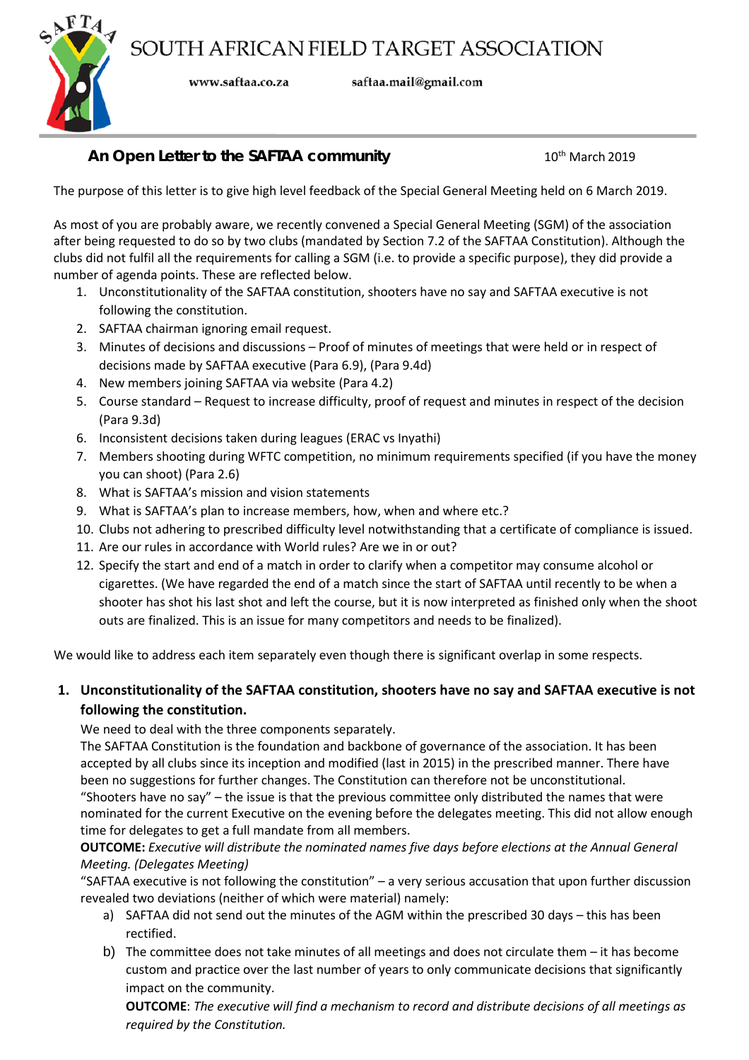# SOUTH AFRICAN FIELD TARGET ASSOCIATION

www.saftaa.co.za saftaa.mail@gmail.com

## An Open Letter to the SAFTAA community

10th March 2019

The purpose of this letter is to give high level feedback of the Special General Meeting held on 6 March 2019.

As most of you are probably aware, we recently convened a Special General Meeting (SGM) of the association after being requested to do so by two clubs (mandated by Section 7.2 of the SAFTAA Constitution). Although the clubs did not fulfil all the requirements for calling a SGM (i.e. to provide a specific purpose), they did provide a number of agenda points. These are reflected below.

1. Unconstitutionality of the SAFTAA constitution, shooters have no say and SAFTAA executive is not following the constitution.
2. SAFTAA chairman ignoring email request.
3. Minutes of decisions and discussions – Proof of minutes of meetings that were held or in respect of decisions made by SAFTAA executive (Para 6.9), (Para 9.4d)
4. New members joining SAFTAA via website (Para 4.2)
5. Course standard – Request to increase difficulty, proof of request and minutes in respect of the decision (Para 9.3d)
6. Inconsistent decisions taken during leagues (ERAC vs Inyathi)
7. Members shooting during WFTC competition, no minimum requirements specified (if you have the money you can shoot) (Para 2.6)
8. What is SAFTAA's mission and vision statements
9. What is SAFTAA's plan to increase members, how, when and where etc.?
10. Clubs not adhering to prescribed difficulty level notwithstanding that a certificate of compliance is issued.
11. Are our rules in accordance with World rules? Are we in or out?
12. Specify the start and end of a match in order to clarify when a competitor may consume alcohol or cigarettes. (We have regarded the end of a match since the start of SAFTAA until recently to be when a shooter has shot his last shot and left the course, but it is now interpreted as finished only when the shoot outs are finalized. This is an issue for many competitors and needs to be finalized).

We would like to address each item separately even though there is significant overlap in some respects.

### 1. Unconstitutionality of the SAFTAA constitution, shooters have no say and SAFTAA executive is not following the constitution.

We need to deal with the three components separately.

The SAFTAA Constitution is the foundation and backbone of governance of the association. It has been accepted by all clubs since its inception and modified (last in 2015) in the prescribed manner. There have been no suggestions for further changes. The Constitution can therefore not be unconstitutional.

"Shooters have no say" – the issue is that the previous committee only distributed the names that were nominated for the current Executive on the evening before the delegates meeting. This did not allow enough time for delegates to get a full mandate from all members.

**OUTCOME:** *Executive will distribute the nominated names five days before elections at the Annual General Meeting. (Delegates Meeting)*

"SAFTAA executive is not following the constitution" – a very serious accusation that upon further discussion revealed two deviations (neither of which were material) namely:

a) SAFTAA did not send out the minutes of the AGM within the prescribed 30 days – this has been rectified.
b) The committee does not take minutes of all meetings and does not circulate them – it has become custom and practice over the last number of years to only communicate decisions that significantly impact on the community.

   **OUTCOME**: *The executive will find a mechanism to record and distribute decisions of all meetings as required by the Constitution.*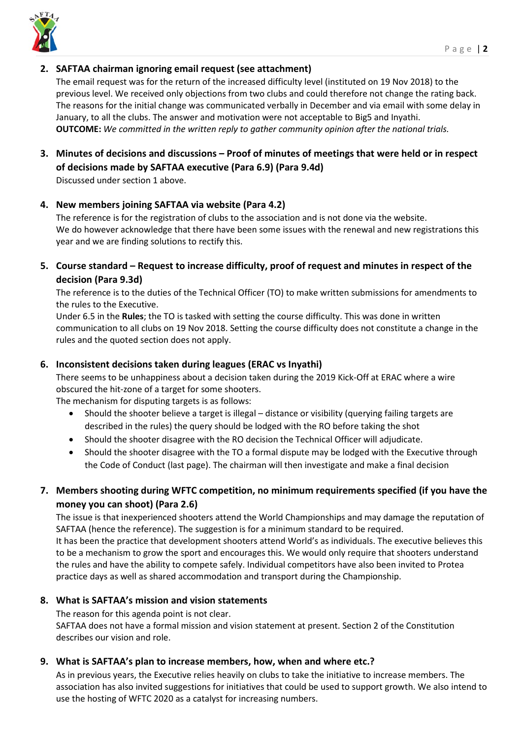2. **SAFTAA chairman ignoring email request (see attachment)**
   The email request was for the return of the increased difficulty level (instituted on 19 Nov 2018) to the previous level. We received only objections from two clubs and could therefore not change the rating back. The reasons for the initial change was communicated verbally in December and via email with some delay in January, to all the clubs. The answer and motivation were not acceptable to Big5 and Inyathi.
   **OUTCOME:** *We committed in the written reply to gather community opinion after the national trials.*

3. **Minutes of decisions and discussions – Proof of minutes of meetings that were held or in respect of decisions made by SAFTAA executive (Para 6.9) (Para 9.4d)**
   Discussed under section 1 above.

4. **New members joining SAFTAA via website (Para 4.2)**
   The reference is for the registration of clubs to the association and is not done via the website.
   We do however acknowledge that there have been some issues with the renewal and new registrations this year and we are finding solutions to rectify this.

5. **Course standard – Request to increase difficulty, proof of request and minutes in respect of the decision (Para 9.3d)**
   The reference is to the duties of the Technical Officer (TO) to make written submissions for amendments to the rules to the Executive.
   Under 6.5 in the **Rules**; the TO is tasked with setting the course difficulty. This was done in written communication to all clubs on 19 Nov 2018. Setting the course difficulty does not constitute a change in the rules and the quoted section does not apply.

6. **Inconsistent decisions taken during leagues (ERAC vs Inyathi)**
   There seems to be unhappiness about a decision taken during the 2019 Kick-Off at ERAC where a wire obscured the hit-zone of a target for some shooters.
   The mechanism for disputing targets is as follows:
   - Should the shooter believe a target is illegal – distance or visibility (querying failing targets are described in the rules) the query should be lodged with the RO before taking the shot
   - Should the shooter disagree with the RO decision the Technical Officer will adjudicate.
   - Should the shooter disagree with the TO a formal dispute may be lodged with the Executive through the Code of Conduct (last page). The chairman will then investigate and make a final decision

7. **Members shooting during WFTC competition, no minimum requirements specified (if you have the money you can shoot) (Para 2.6)**
   The issue is that inexperienced shooters attend the World Championships and may damage the reputation of SAFTAA (hence the reference). The suggestion is for a minimum standard to be required.
   It has been the practice that development shooters attend World's as individuals. The executive believes this to be a mechanism to grow the sport and encourages this. We would only require that shooters understand the rules and have the ability to compete safely. Individual competitors have also been invited to Protea practice days as well as shared accommodation and transport during the Championship.

8. **What is SAFTAA's mission and vision statements**
   The reason for this agenda point is not clear.
   SAFTAA does not have a formal mission and vision statement at present. Section 2 of the Constitution describes our vision and role.

9. **What is SAFTAA's plan to increase members, how, when and where etc.?**
   As in previous years, the Executive relies heavily on clubs to take the initiative to increase members. The association has also invited suggestions for initiatives that could be used to support growth. We also intend to use the hosting of WFTC 2020 as a catalyst for increasing numbers.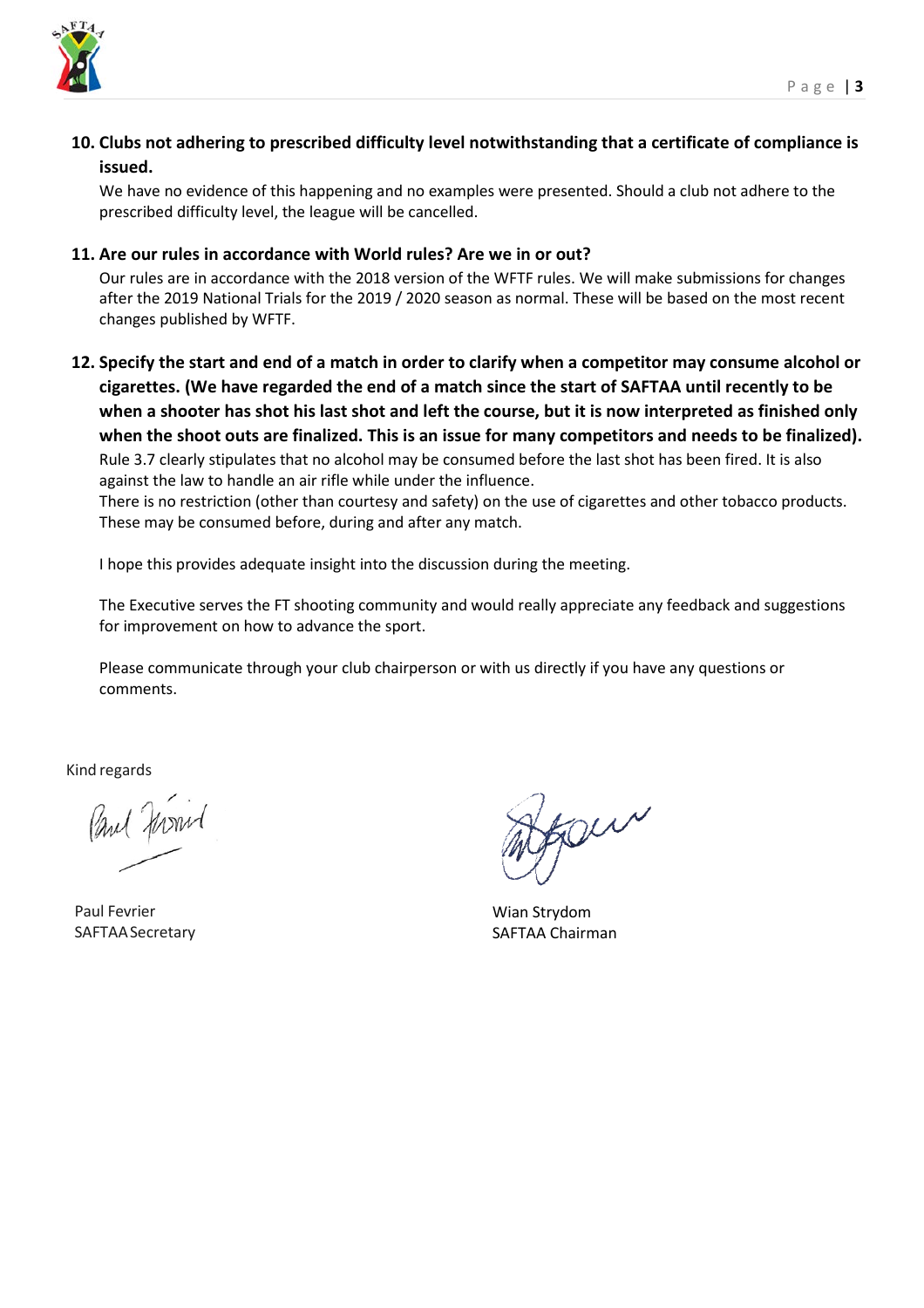**10. Clubs not adhering to prescribed difficulty level notwithstanding that a certificate of compliance is issued.**

We have no evidence of this happening and no examples were presented. Should a club not adhere to the prescribed difficulty level, the league will be cancelled.

**11. Are our rules in accordance with World rules? Are we in or out?**

Our rules are in accordance with the 2018 version of the WFTF rules. We will make submissions for changes after the 2019 National Trials for the 2019 / 2020 season as normal. These will be based on the most recent changes published by WFTF.

**12. Specify the start and end of a match in order to clarify when a competitor may consume alcohol or cigarettes. (We have regarded the end of a match since the start of SAFTAA until recently to be when a shooter has shot his last shot and left the course, but it is now interpreted as finished only when the shoot outs are finalized. This is an issue for many competitors and needs to be finalized).**

Rule 3.7 clearly stipulates that no alcohol may be consumed before the last shot has been fired. It is also against the law to handle an air rifle while under the influence.

There is no restriction (other than courtesy and safety) on the use of cigarettes and other tobacco products. These may be consumed before, during and after any match.

I hope this provides adequate insight into the discussion during the meeting.

The Executive serves the FT shooting community and would really appreciate any feedback and suggestions for improvement on how to advance the sport.

Please communicate through your club chairperson or with us directly if you have any questions or comments.

Kind regards

Paul Fevrier
SAFTAA Secretary

Wian Strydom
SAFTAA Chairman